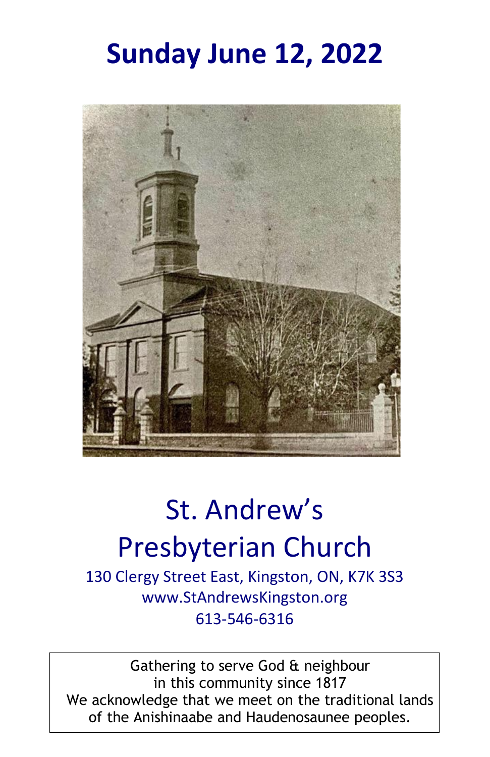# Sunday June 12, 2022

# St. Andrew's Presbyterian Church

130 Clergy Street East, Kingston, ON, K7K 3S3
www.StAndrewsKingston.org
613-546-6316

Gathering to serve God & neighbour
in this community since 1817
We acknowledge that we meet on the traditional lands of the Anishinaabe and Haudenosaunee peoples.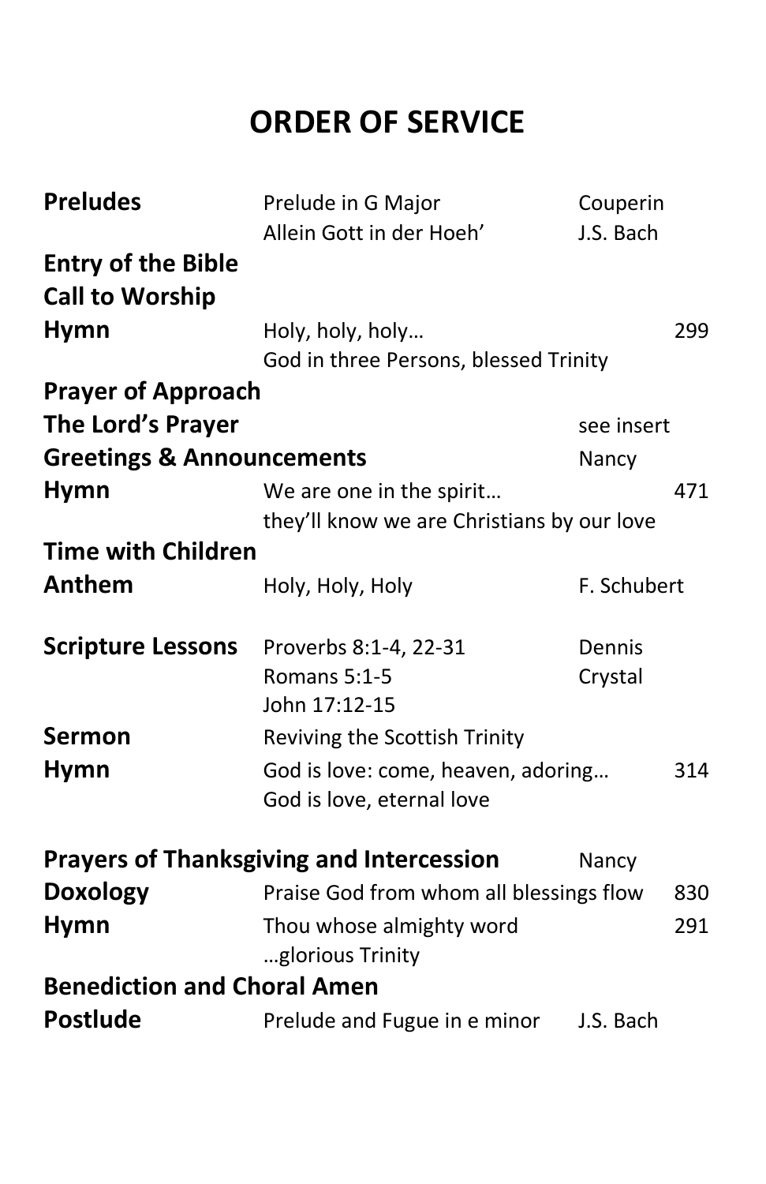# ORDER OF SERVICE

| | | | |
|---|---|---|---|
| **Preludes** | Prelude in G Major | Couperin | |
| | Allein Gott in der Hoeh' | J.S. Bach | |
| **Entry of the Bible** | | | |
| **Call to Worship** | | | |
| **Hymn** | Holy, holy, holy… | | 299 |
| | God in three Persons, blessed Trinity | | |
| **Prayer of Approach** | | | |
| **The Lord's Prayer** | | see insert | |
| **Greetings & Announcements** | | Nancy | |
| **Hymn** | We are one in the spirit… | | 471 |
| | they'll know we are Christians by our love | | |
| **Time with Children** | | | |
| **Anthem** | Holy, Holy, Holy | F. Schubert | |
| **Scripture Lessons** | Proverbs 8:1-4, 22-31 | Dennis | |
| | Romans 5:1-5 | Crystal | |
| | John 17:12-15 | | |
| **Sermon** | Reviving the Scottish Trinity | | |
| **Hymn** | God is love: come, heaven, adoring… | | 314 |
| | God is love, eternal love | | |
| **Prayers of Thanksgiving and Intercession** | | Nancy | |
| **Doxology** | Praise God from whom all blessings flow | | 830 |
| **Hymn** | Thou whose almighty word | | 291 |
| | …glorious Trinity | | |
| **Benediction and Choral Amen** | | | |
| **Postlude** | Prelude and Fugue in e minor | J.S. Bach | |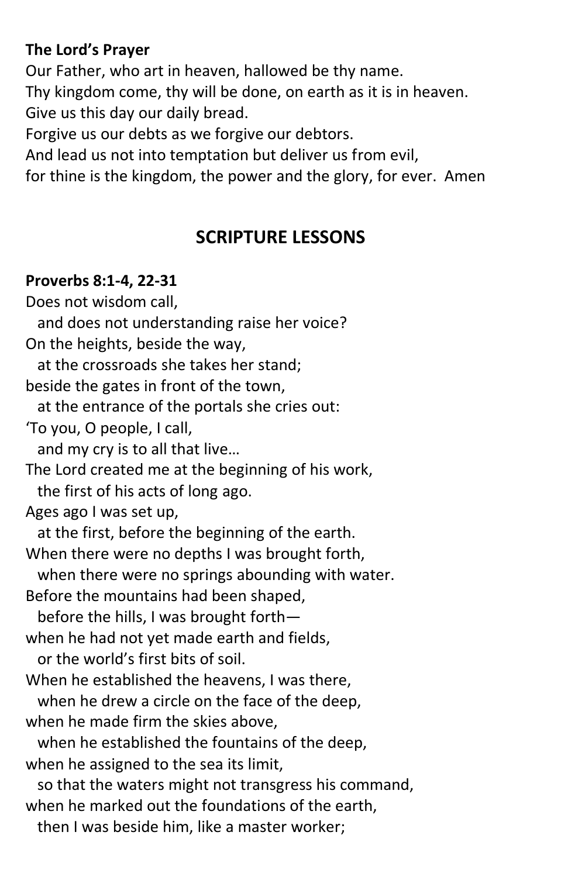**The Lord's Prayer**

Our Father, who art in heaven, hallowed be thy name.
Thy kingdom come, thy will be done, on earth as it is in heaven.
Give us this day our daily bread.
Forgive us our debts as we forgive our debtors.
And lead us not into temptation but deliver us from evil,
for thine is the kingdom, the power and the glory, for ever. Amen

## SCRIPTURE LESSONS

**Proverbs 8:1-4, 22-31**

Does not wisdom call,
  and does not understanding raise her voice?
On the heights, beside the way,
  at the crossroads she takes her stand;
beside the gates in front of the town,
  at the entrance of the portals she cries out:
'To you, O people, I call,
  and my cry is to all that live…
The Lord created me at the beginning of his work,
  the first of his acts of long ago.
Ages ago I was set up,
  at the first, before the beginning of the earth.
When there were no depths I was brought forth,
  when there were no springs abounding with water.
Before the mountains had been shaped,
  before the hills, I was brought forth—
when he had not yet made earth and fields,
  or the world's first bits of soil.
When he established the heavens, I was there,
  when he drew a circle on the face of the deep,
when he made firm the skies above,
  when he established the fountains of the deep,
when he assigned to the sea its limit,
  so that the waters might not transgress his command,
when he marked out the foundations of the earth,
  then I was beside him, like a master worker;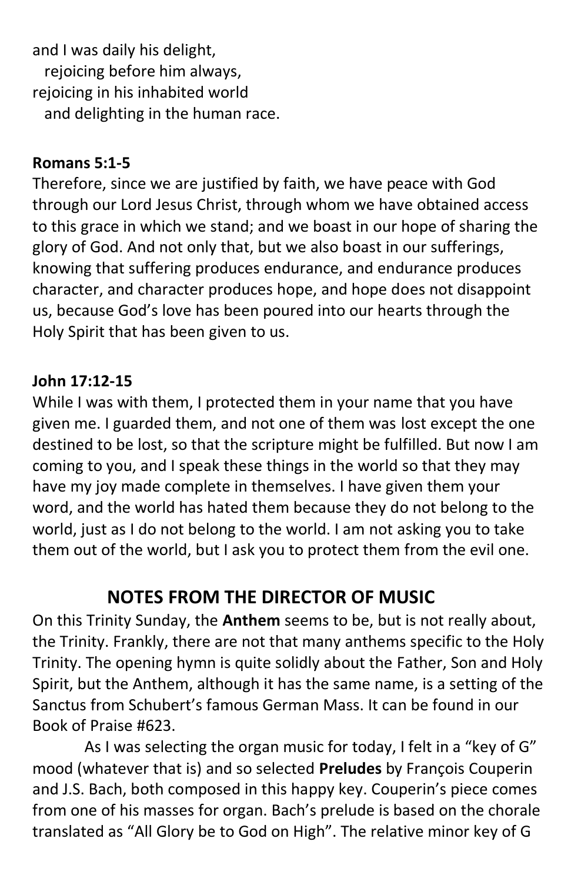and I was daily his delight,
   rejoicing before him always,
rejoicing in his inhabited world
   and delighting in the human race.

**Romans 5:1-5**

Therefore, since we are justified by faith, we have peace with God through our Lord Jesus Christ, through whom we have obtained access to this grace in which we stand; and we boast in our hope of sharing the glory of God. And not only that, but we also boast in our sufferings, knowing that suffering produces endurance, and endurance produces character, and character produces hope, and hope does not disappoint us, because God's love has been poured into our hearts through the Holy Spirit that has been given to us.

**John 17:12-15**

While I was with them, I protected them in your name that you have given me. I guarded them, and not one of them was lost except the one destined to be lost, so that the scripture might be fulfilled. But now I am coming to you, and I speak these things in the world so that they may have my joy made complete in themselves. I have given them your word, and the world has hated them because they do not belong to the world, just as I do not belong to the world. I am not asking you to take them out of the world, but I ask you to protect them from the evil one.

## NOTES FROM THE DIRECTOR OF MUSIC

On this Trinity Sunday, the **Anthem** seems to be, but is not really about, the Trinity. Frankly, there are not that many anthems specific to the Holy Trinity. The opening hymn is quite solidly about the Father, Son and Holy Spirit, but the Anthem, although it has the same name, is a setting of the Sanctus from Schubert's famous German Mass. It can be found in our Book of Praise #623.

As I was selecting the organ music for today, I felt in a "key of G" mood (whatever that is) and so selected **Preludes** by François Couperin and J.S. Bach, both composed in this happy key. Couperin's piece comes from one of his masses for organ. Bach's prelude is based on the chorale translated as "All Glory be to God on High". The relative minor key of G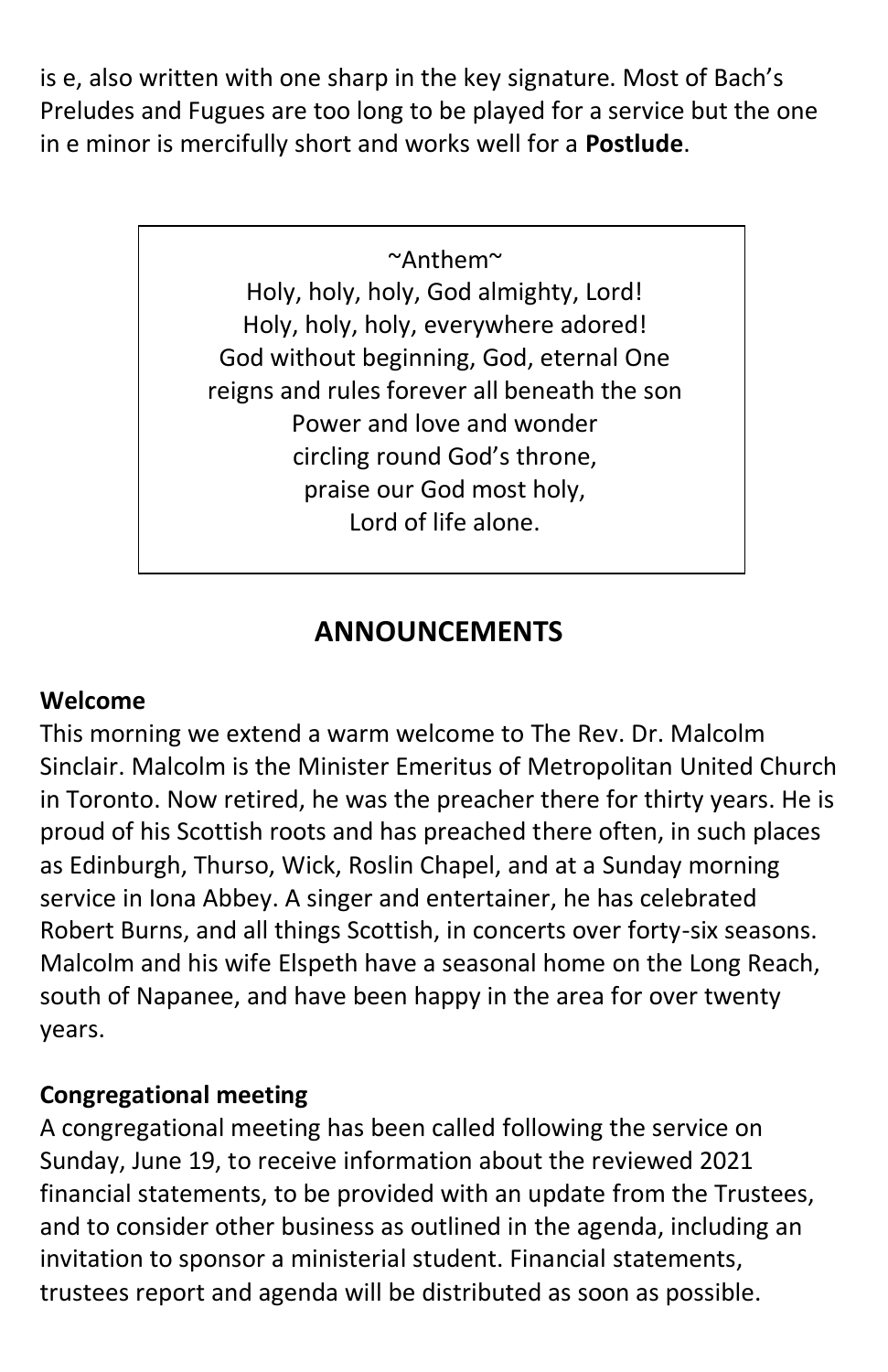is e, also written with one sharp in the key signature. Most of Bach's Preludes and Fugues are too long to be played for a service but the one in e minor is mercifully short and works well for a **Postlude**.

~Anthem~
Holy, holy, holy, God almighty, Lord!
Holy, holy, holy, everywhere adored!
God without beginning, God, eternal One
reigns and rules forever all beneath the son
Power and love and wonder
circling round God's throne,
praise our God most holy,
Lord of life alone.

## ANNOUNCEMENTS

**Welcome**

This morning we extend a warm welcome to The Rev. Dr. Malcolm Sinclair. Malcolm is the Minister Emeritus of Metropolitan United Church in Toronto. Now retired, he was the preacher there for thirty years. He is proud of his Scottish roots and has preached there often, in such places as Edinburgh, Thurso, Wick, Roslin Chapel, and at a Sunday morning service in Iona Abbey. A singer and entertainer, he has celebrated Robert Burns, and all things Scottish, in concerts over forty-six seasons. Malcolm and his wife Elspeth have a seasonal home on the Long Reach, south of Napanee, and have been happy in the area for over twenty years.

**Congregational meeting**

A congregational meeting has been called following the service on Sunday, June 19, to receive information about the reviewed 2021 financial statements, to be provided with an update from the Trustees, and to consider other business as outlined in the agenda, including an invitation to sponsor a ministerial student. Financial statements, trustees report and agenda will be distributed as soon as possible.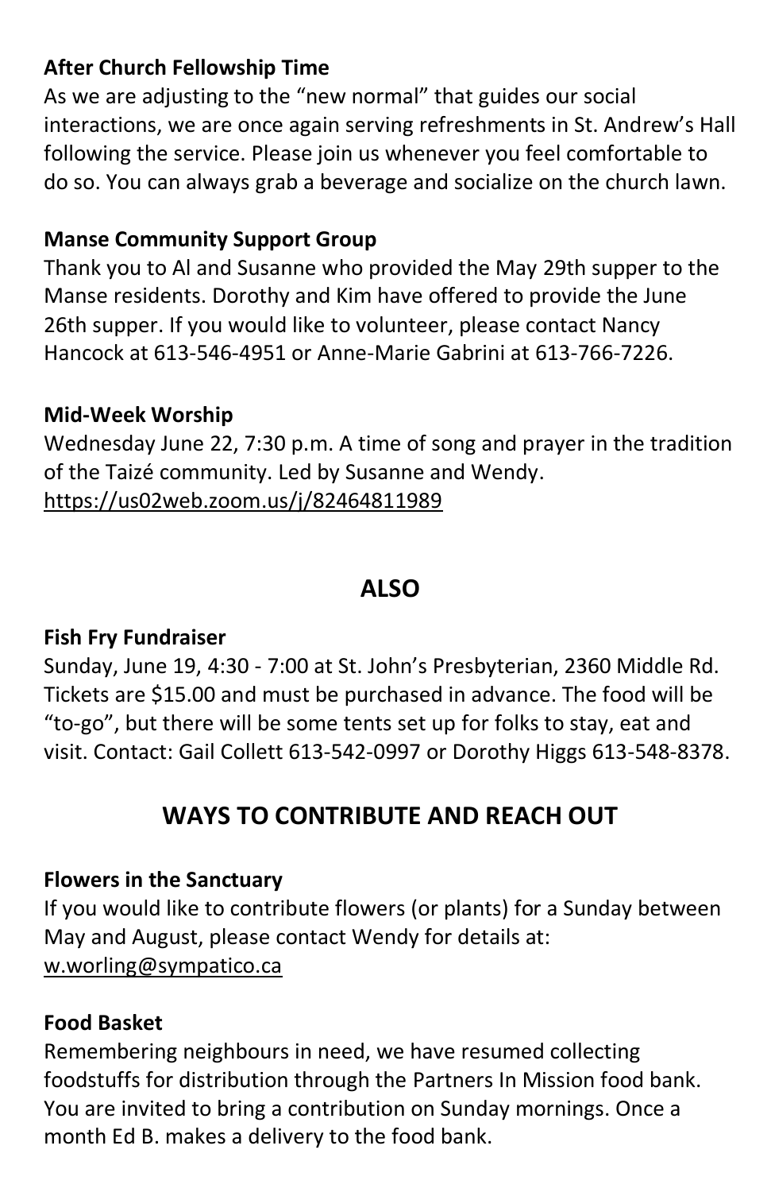**After Church Fellowship Time**

As we are adjusting to the "new normal" that guides our social interactions, we are once again serving refreshments in St. Andrew's Hall following the service. Please join us whenever you feel comfortable to do so. You can always grab a beverage and socialize on the church lawn.

**Manse Community Support Group**

Thank you to Al and Susanne who provided the May 29th supper to the Manse residents. Dorothy and Kim have offered to provide the June 26th supper. If you would like to volunteer, please contact Nancy Hancock at 613-546-4951 or Anne-Marie Gabrini at 613-766-7226.

**Mid-Week Worship**

Wednesday June 22, 7:30 p.m. A time of song and prayer in the tradition of the Taizé community. Led by Susanne and Wendy.
https://us02web.zoom.us/j/82464811989

## ALSO

**Fish Fry Fundraiser**

Sunday, June 19, 4:30 - 7:00 at St. John's Presbyterian, 2360 Middle Rd. Tickets are $15.00 and must be purchased in advance. The food will be "to-go", but there will be some tents set up for folks to stay, eat and visit. Contact: Gail Collett 613-542-0997 or Dorothy Higgs 613-548-8378.

## WAYS TO CONTRIBUTE AND REACH OUT

**Flowers in the Sanctuary**

If you would like to contribute flowers (or plants) for a Sunday between May and August, please contact Wendy for details at:
w.worling@sympatico.ca

**Food Basket**

Remembering neighbours in need, we have resumed collecting foodstuffs for distribution through the Partners In Mission food bank. You are invited to bring a contribution on Sunday mornings. Once a month Ed B. makes a delivery to the food bank.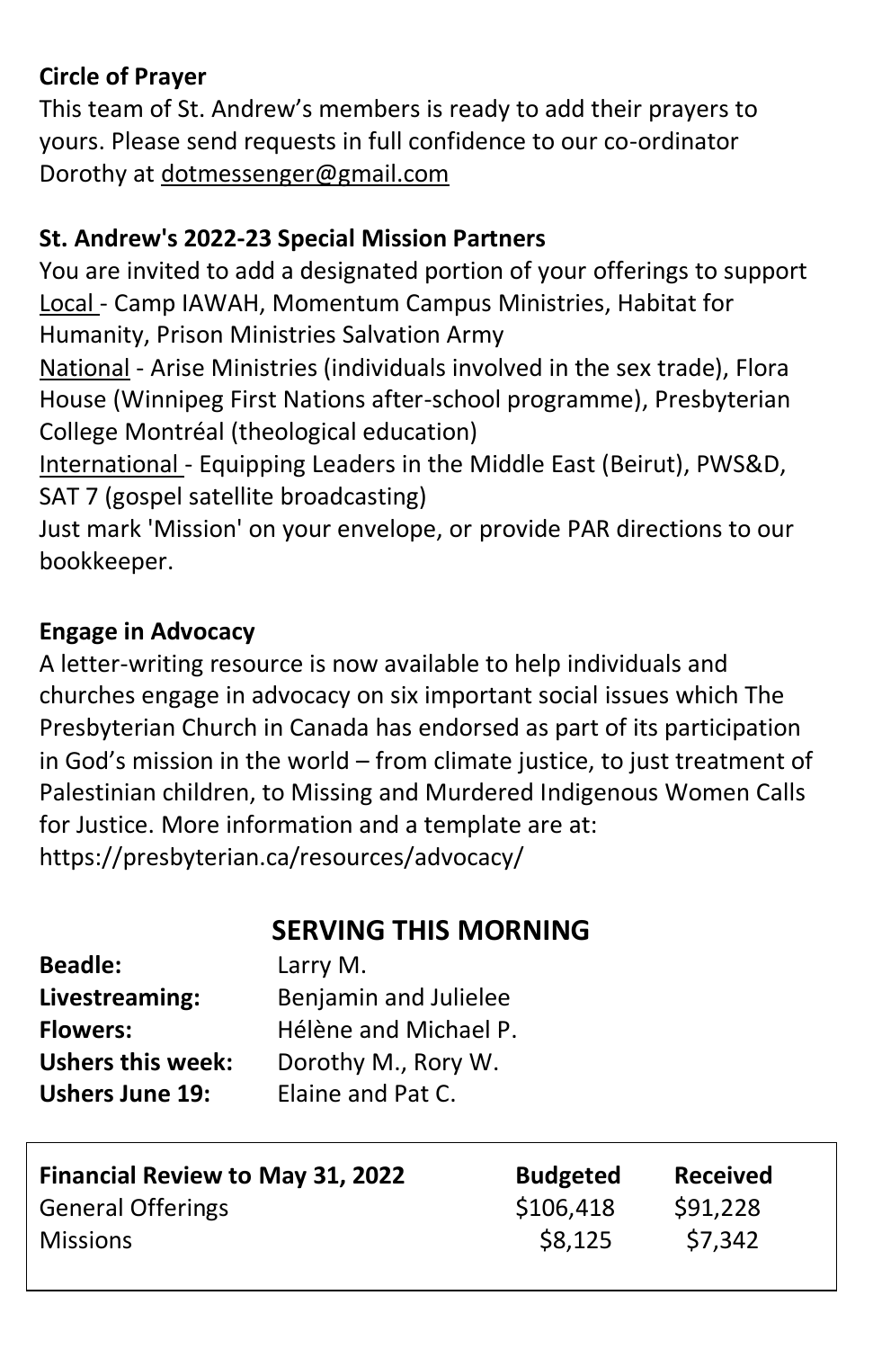**Circle of Prayer**

This team of St. Andrew's members is ready to add their prayers to yours. Please send requests in full confidence to our co-ordinator Dorothy at dotmessenger@gmail.com

**St. Andrew's 2022-23 Special Mission Partners**

You are invited to add a designated portion of your offerings to support Local - Camp IAWAH, Momentum Campus Ministries, Habitat for Humanity, Prison Ministries Salvation Army

National - Arise Ministries (individuals involved in the sex trade), Flora House (Winnipeg First Nations after-school programme), Presbyterian College Montréal (theological education)

International - Equipping Leaders in the Middle East (Beirut), PWS&D, SAT 7 (gospel satellite broadcasting)

Just mark 'Mission' on your envelope, or provide PAR directions to our bookkeeper.

**Engage in Advocacy**

A letter-writing resource is now available to help individuals and churches engage in advocacy on six important social issues which The Presbyterian Church in Canada has endorsed as part of its participation in God's mission in the world – from climate justice, to just treatment of Palestinian children, to Missing and Murdered Indigenous Women Calls for Justice. More information and a template are at: https://presbyterian.ca/resources/advocacy/

## SERVING THIS MORNING

**Beadle:** Larry M.
**Livestreaming:** Benjamin and Julielee
**Flowers:** Hélène and Michael P.
**Ushers this week:** Dorothy M., Rory W.
**Ushers June 19:** Elaine and Pat C.

| Financial Review to May 31, 2022 | Budgeted | Received |
| --- | --- | --- |
| General Offerings | $106,418 | $91,228 |
| Missions | $8,125 | $7,342 |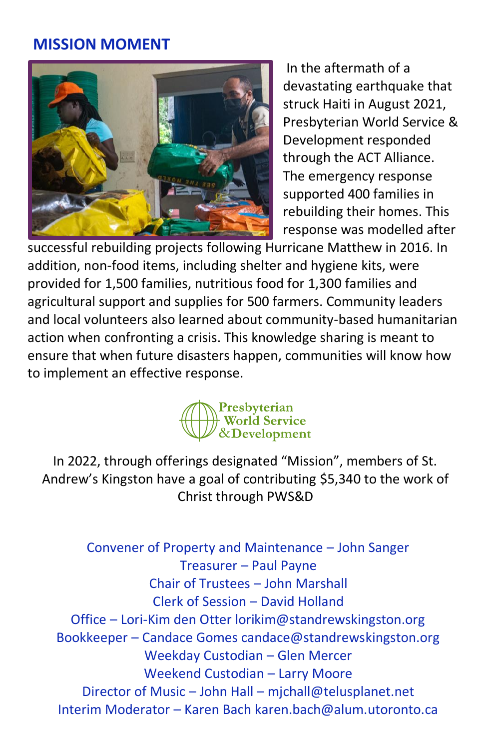## MISSION MOMENT

In the aftermath of a devastating earthquake that struck Haiti in August 2021, Presbyterian World Service & Development responded through the ACT Alliance. The emergency response supported 400 families in rebuilding their homes. This response was modelled after successful rebuilding projects following Hurricane Matthew in 2016. In addition, non-food items, including shelter and hygiene kits, were provided for 1,500 families, nutritious food for 1,300 families and agricultural support and supplies for 500 farmers. Community leaders and local volunteers also learned about community-based humanitarian action when confronting a crisis. This knowledge sharing is meant to ensure that when future disasters happen, communities will know how to implement an effective response.

Presbyterian World Service &Development

In 2022, through offerings designated "Mission", members of St. Andrew's Kingston have a goal of contributing $5,340 to the work of Christ through PWS&D

Convener of Property and Maintenance – John Sanger
Treasurer – Paul Payne
Chair of Trustees – John Marshall
Clerk of Session – David Holland
Office – Lori-Kim den Otter lorikim@standrewskingston.org
Bookkeeper – Candace Gomes candace@standrewskingston.org
Weekday Custodian – Glen Mercer
Weekend Custodian – Larry Moore
Director of Music – John Hall – mjchall@telusplanet.net
Interim Moderator – Karen Bach karen.bach@alum.utoronto.ca